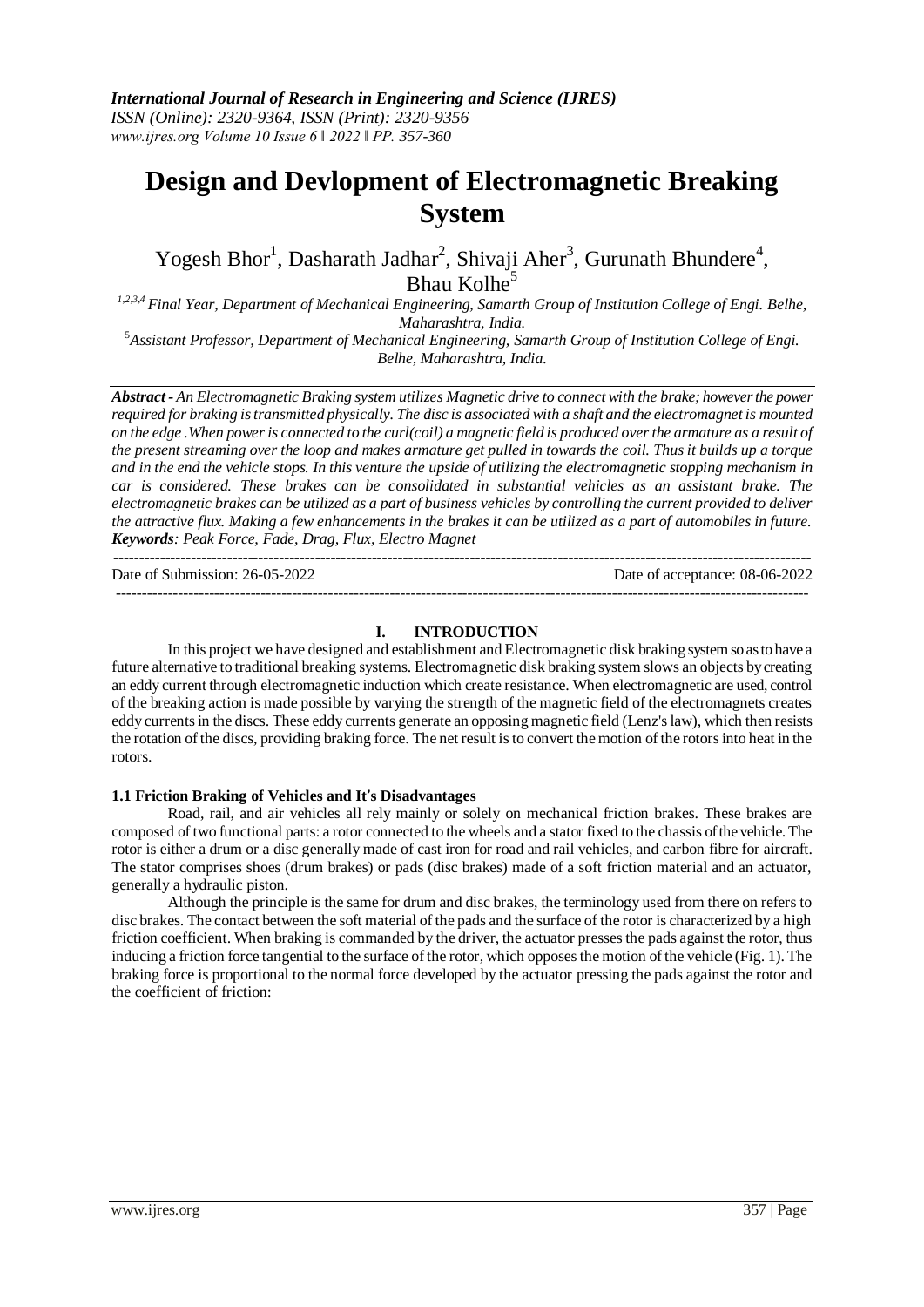# Design and Devlopment of Electromagnetic Breaking System

Yogesh Bhor[1], Dasharath Jadhar[2], Shivaji Aher[3], Gurunath Bhundere[4], Bhau Kolhe[5]

[1,2,3,4] *Final Year, Department of Mechanical Engineering, Samarth Group of Institution College of Engi. Belhe, Maharashtra, India.*

[5] *Assistant Professor, Department of Mechanical Engineering, Samarth Group of Institution College of Engi. Belhe, Maharashtra, India.*

***Abstract -*** *An Electromagnetic Braking system utilizes Magnetic drive to connect with the brake; however the power required for braking is transmitted physically. The disc is associated with a shaft and the electromagnet is mounted on the edge .When power is connected to the curl(coil) a magnetic field is produced over the armature as a result of the present streaming over the loop and makes armature get pulled in towards the coil. Thus it builds up a torque and in the end the vehicle stops. In this venture the upside of utilizing the electromagnetic stopping mechanism in car is considered. These brakes can be consolidated in substantial vehicles as an assistant brake. The electromagnetic brakes can be utilized as a part of business vehicles by controlling the current provided to deliver the attractive flux. Making a few enhancements in the brakes it can be utilized as a part of automobiles in future.*

***Keywords****: Peak Force, Fade, Drag, Flux, Electro Magnet*

Date of Submission: 26-05-2022 Date of acceptance: 08-06-2022

## I. INTRODUCTION

In this project we have designed and establishment and Electromagnetic disk braking system so as to have a future alternative to traditional breaking systems. Electromagnetic disk braking system slows an objects by creating an eddy current through electromagnetic induction which create resistance. When electromagnetic are used, control of the breaking action is made possible by varying the strength of the magnetic field of the electromagnets creates eddy currents in the discs. These eddy currents generate an opposing magnetic field (Lenz's law), which then resists the rotation of the discs, providing braking force. The net result is to convert the motion of the rotors into heat in the rotors.

### 1.1 Friction Braking of Vehicles and It's Disadvantages

Road, rail, and air vehicles all rely mainly or solely on mechanical friction brakes. These brakes are composed of two functional parts: a rotor connected to the wheels and a stator fixed to the chassis of the vehicle. The rotor is either a drum or a disc generally made of cast iron for road and rail vehicles, and carbon fibre for aircraft. The stator comprises shoes (drum brakes) or pads (disc brakes) made of a soft friction material and an actuator, generally a hydraulic piston.

Although the principle is the same for drum and disc brakes, the terminology used from there on refers to disc brakes. The contact between the soft material of the pads and the surface of the rotor is characterized by a high friction coefficient. When braking is commanded by the driver, the actuator presses the pads against the rotor, thus inducing a friction force tangential to the surface of the rotor, which opposes the motion of the vehicle (Fig. 1). The braking force is proportional to the normal force developed by the actuator pressing the pads against the rotor and the coefficient of friction: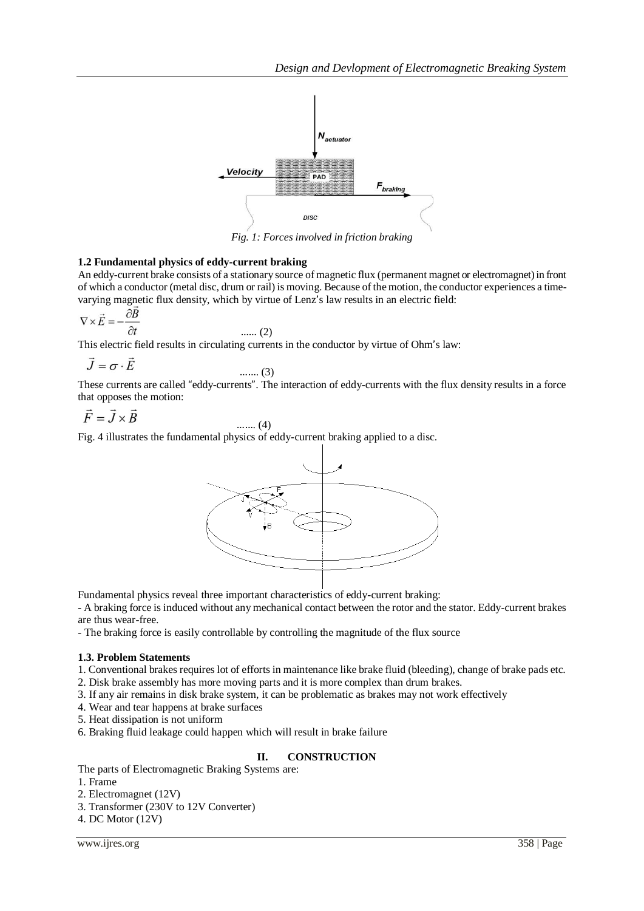*Fig. 1: Forces involved in friction braking*

### 1.2 Fundamental physics of eddy-current braking

An eddy-current brake consists of a stationary source of magnetic flux (permanent magnet or electromagnet) in front of which a conductor (metal disc, drum or rail) is moving. Because of the motion, the conductor experiences a time-varying magnetic flux density, which by virtue of Lenz's law results in an electric field:

$$\nabla \times \vec{E} = -\frac{\partial \vec{B}}{\partial t} \qquad \text{...... (2)}$$

This electric field results in circulating currents in the conductor by virtue of Ohm's law:

$$\vec{J} = \sigma \cdot \vec{E} \qquad \text{....... (3)}$$

These currents are called "eddy-currents". The interaction of eddy-currents with the flux density results in a force that opposes the motion:

$$\vec{F} = \vec{J} \times \vec{B} \qquad \text{....... (4)}$$

Fig. 4 illustrates the fundamental physics of eddy-current braking applied to a disc.

Fundamental physics reveal three important characteristics of eddy-current braking:

- A braking force is induced without any mechanical contact between the rotor and the stator. Eddy-current brakes are thus wear-free.
- The braking force is easily controllable by controlling the magnitude of the flux source

### 1.3. Problem Statements

1. Conventional brakes requires lot of efforts in maintenance like brake fluid (bleeding), change of brake pads etc.
2. Disk brake assembly has more moving parts and it is more complex than drum brakes.
3. If any air remains in disk brake system, it can be problematic as brakes may not work effectively
4. Wear and tear happens at brake surfaces
5. Heat dissipation is not uniform
6. Braking fluid leakage could happen which will result in brake failure

## II. CONSTRUCTION

The parts of Electromagnetic Braking Systems are:

1. Frame
2. Electromagnet (12V)
3. Transformer (230V to 12V Converter)
4. DC Motor (12V)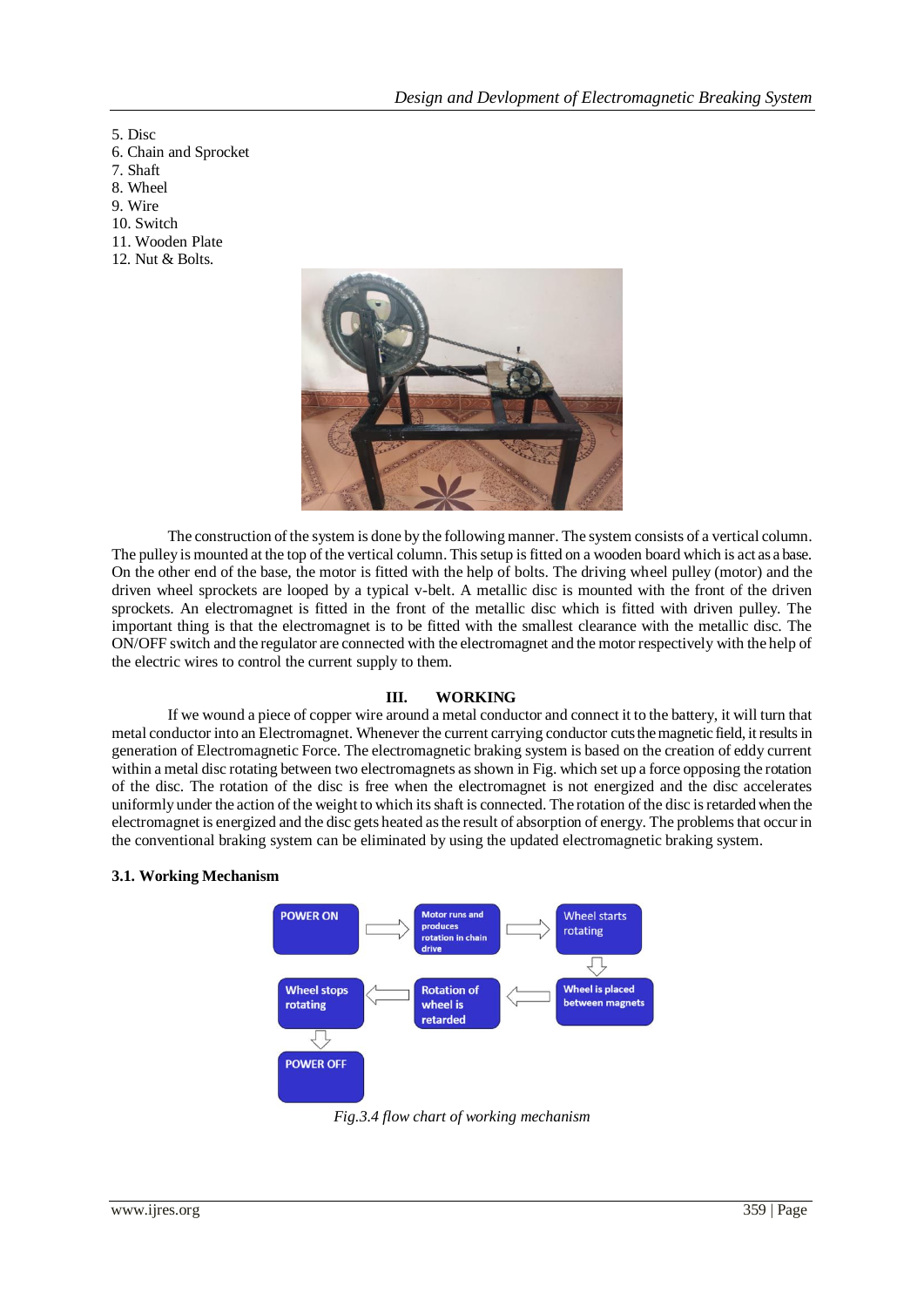5. Disc
6. Chain and Sprocket
7. Shaft
8. Wheel
9. Wire
10. Switch
11. Wooden Plate
12. Nut & Bolts.

The construction of the system is done by the following manner. The system consists of a vertical column. The pulley is mounted at the top of the vertical column. This setup is fitted on a wooden board which is act as a base. On the other end of the base, the motor is fitted with the help of bolts. The driving wheel pulley (motor) and the driven wheel sprockets are looped by a typical v-belt. A metallic disc is mounted with the front of the driven sprockets. An electromagnet is fitted in the front of the metallic disc which is fitted with driven pulley. The important thing is that the electromagnet is to be fitted with the smallest clearance with the metallic disc. The ON/OFF switch and the regulator are connected with the electromagnet and the motor respectively with the help of the electric wires to control the current supply to them.

## III. WORKING

If we wound a piece of copper wire around a metal conductor and connect it to the battery, it will turn that metal conductor into an Electromagnet. Whenever the current carrying conductor cuts the magnetic field, it results in generation of Electromagnetic Force. The electromagnetic braking system is based on the creation of eddy current within a metal disc rotating between two electromagnets as shown in Fig. which set up a force opposing the rotation of the disc. The rotation of the disc is free when the electromagnet is not energized and the disc accelerates uniformly under the action of the weight to which its shaft is connected. The rotation of the disc is retarded when the electromagnet is energized and the disc gets heated as the result of absorption of energy. The problems that occur in the conventional braking system can be eliminated by using the updated electromagnetic braking system.

### 3.1. Working Mechanism

POWER ON → Motor runs and produces rotation in chain drive → Wheel starts rotating → Wheel is placed between magnets → Rotation of wheel is retarded → Wheel stops rotating → POWER OFF

*Fig.3.4 flow chart of working mechanism*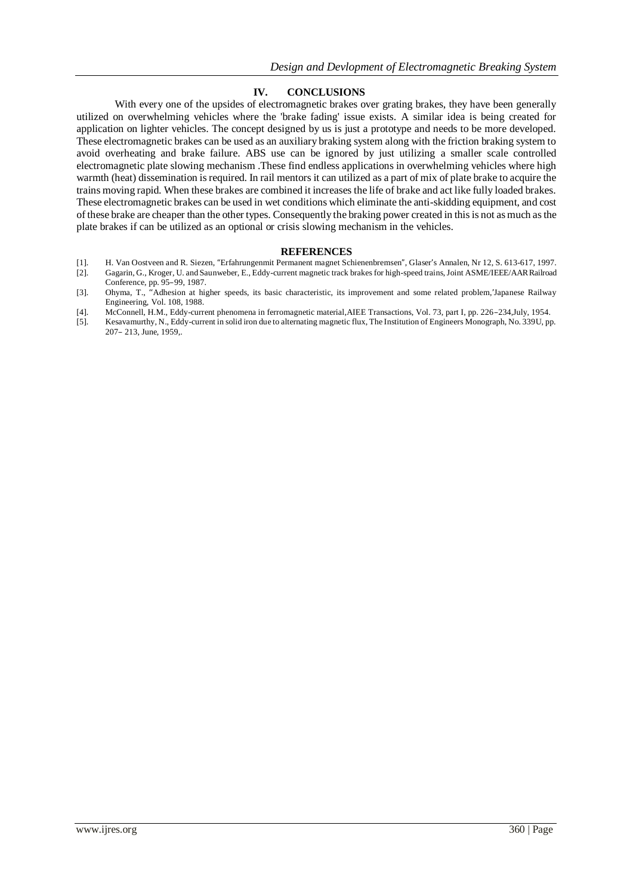## IV. CONCLUSIONS

With every one of the upsides of electromagnetic brakes over grating brakes, they have been generally utilized on overwhelming vehicles where the 'brake fading' issue exists. A similar idea is being created for application on lighter vehicles. The concept designed by us is just a prototype and needs to be more developed. These electromagnetic brakes can be used as an auxiliary braking system along with the friction braking system to avoid overheating and brake failure. ABS use can be ignored by just utilizing a smaller scale controlled electromagnetic plate slowing mechanism .These find endless applications in overwhelming vehicles where high warmth (heat) dissemination is required. In rail mentors it can utilized as a part of mix of plate brake to acquire the trains moving rapid. When these brakes are combined it increases the life of brake and act like fully loaded brakes. These electromagnetic brakes can be used in wet conditions which eliminate the anti-skidding equipment, and cost of these brake are cheaper than the other types. Consequently the braking power created in this is not as much as the plate brakes if can be utilized as an optional or crisis slowing mechanism in the vehicles.

## REFERENCES

[1]. H. Van Oostveen and R. Siezen, "Erfahrungenmit Permanent magnet Schienenbremsen", Glaser's Annalen, Nr 12, S. 613-617, 1997.

[2]. Gagarin, G., Kroger, U. and Saunweber, E., Eddy-current magnetic track brakes for high-speed trains, Joint ASME/IEEE/AAR Railroad Conference, pp. 95–99, 1987.

[3]. Ohyma, T., "Adhesion at higher speeds, its basic characteristic, its improvement and some related problem,'Japanese Railway Engineering, Vol. 108, 1988.

[4]. McConnell, H.M., Eddy-current phenomena in ferromagnetic material,AIEE Transactions, Vol. 73, part I, pp. 226–234,July, 1954.

[5]. Kesavamurthy, N., Eddy-current in solid iron due to alternating magnetic flux, The Institution of Engineers Monograph, No. 339U, pp. 207– 213, June, 1959,.